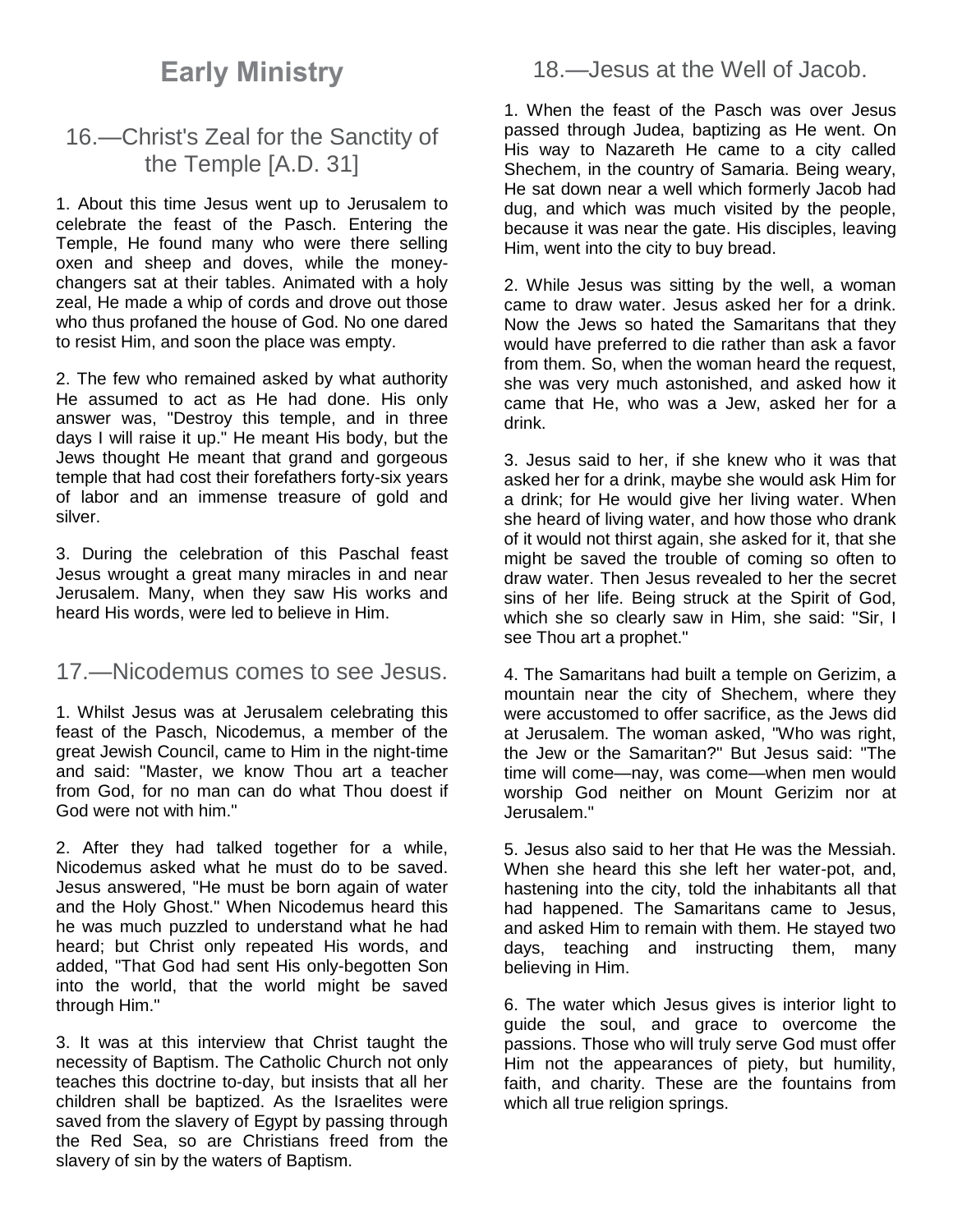# Early Ministry

## 16.—Christ's Zeal for the Sanctity of the Temple [A.D. 31]

1. About this time Jesus went up to Jerusalem to celebrate the feast of the Pasch. Entering the Temple, He found many who were there selling oxen and sheep and doves, while the money-changers sat at their tables. Animated with a holy zeal, He made a whip of cords and drove out those who thus profaned the house of God. No one dared to resist Him, and soon the place was empty.

2. The few who remained asked by what authority He assumed to act as He had done. His only answer was, "Destroy this temple, and in three days I will raise it up." He meant His body, but the Jews thought He meant that grand and gorgeous temple that had cost their forefathers forty-six years of labor and an immense treasure of gold and silver.

3. During the celebration of this Paschal feast Jesus wrought a great many miracles in and near Jerusalem. Many, when they saw His works and heard His words, were led to believe in Him.

## 17.—Nicodemus comes to see Jesus.

1. Whilst Jesus was at Jerusalem celebrating this feast of the Pasch, Nicodemus, a member of the great Jewish Council, came to Him in the night-time and said: "Master, we know Thou art a teacher from God, for no man can do what Thou doest if God were not with him."

2. After they had talked together for a while, Nicodemus asked what he must do to be saved. Jesus answered, "He must be born again of water and the Holy Ghost." When Nicodemus heard this he was much puzzled to understand what he had heard; but Christ only repeated His words, and added, "That God had sent His only-begotten Son into the world, that the world might be saved through Him."

3. It was at this interview that Christ taught the necessity of Baptism. The Catholic Church not only teaches this doctrine to-day, but insists that all her children shall be baptized. As the Israelites were saved from the slavery of Egypt by passing through the Red Sea, so are Christians freed from the slavery of sin by the waters of Baptism.

## 18.—Jesus at the Well of Jacob.

1. When the feast of the Pasch was over Jesus passed through Judea, baptizing as He went. On His way to Nazareth He came to a city called Shechem, in the country of Samaria. Being weary, He sat down near a well which formerly Jacob had dug, and which was much visited by the people, because it was near the gate. His disciples, leaving Him, went into the city to buy bread.

2. While Jesus was sitting by the well, a woman came to draw water. Jesus asked her for a drink. Now the Jews so hated the Samaritans that they would have preferred to die rather than ask a favor from them. So, when the woman heard the request, she was very much astonished, and asked how it came that He, who was a Jew, asked her for a drink.

3. Jesus said to her, if she knew who it was that asked her for a drink, maybe she would ask Him for a drink; for He would give her living water. When she heard of living water, and how those who drank of it would not thirst again, she asked for it, that she might be saved the trouble of coming so often to draw water. Then Jesus revealed to her the secret sins of her life. Being struck at the Spirit of God, which she so clearly saw in Him, she said: "Sir, I see Thou art a prophet."

4. The Samaritans had built a temple on Gerizim, a mountain near the city of Shechem, where they were accustomed to offer sacrifice, as the Jews did at Jerusalem. The woman asked, "Who was right, the Jew or the Samaritan?" But Jesus said: "The time will come—nay, was come—when men would worship God neither on Mount Gerizim nor at Jerusalem."

5. Jesus also said to her that He was the Messiah. When she heard this she left her water-pot, and, hastening into the city, told the inhabitants all that had happened. The Samaritans came to Jesus, and asked Him to remain with them. He stayed two days, teaching and instructing them, many believing in Him.

6. The water which Jesus gives is interior light to guide the soul, and grace to overcome the passions. Those who will truly serve God must offer Him not the appearances of piety, but humility, faith, and charity. These are the fountains from which all true religion springs.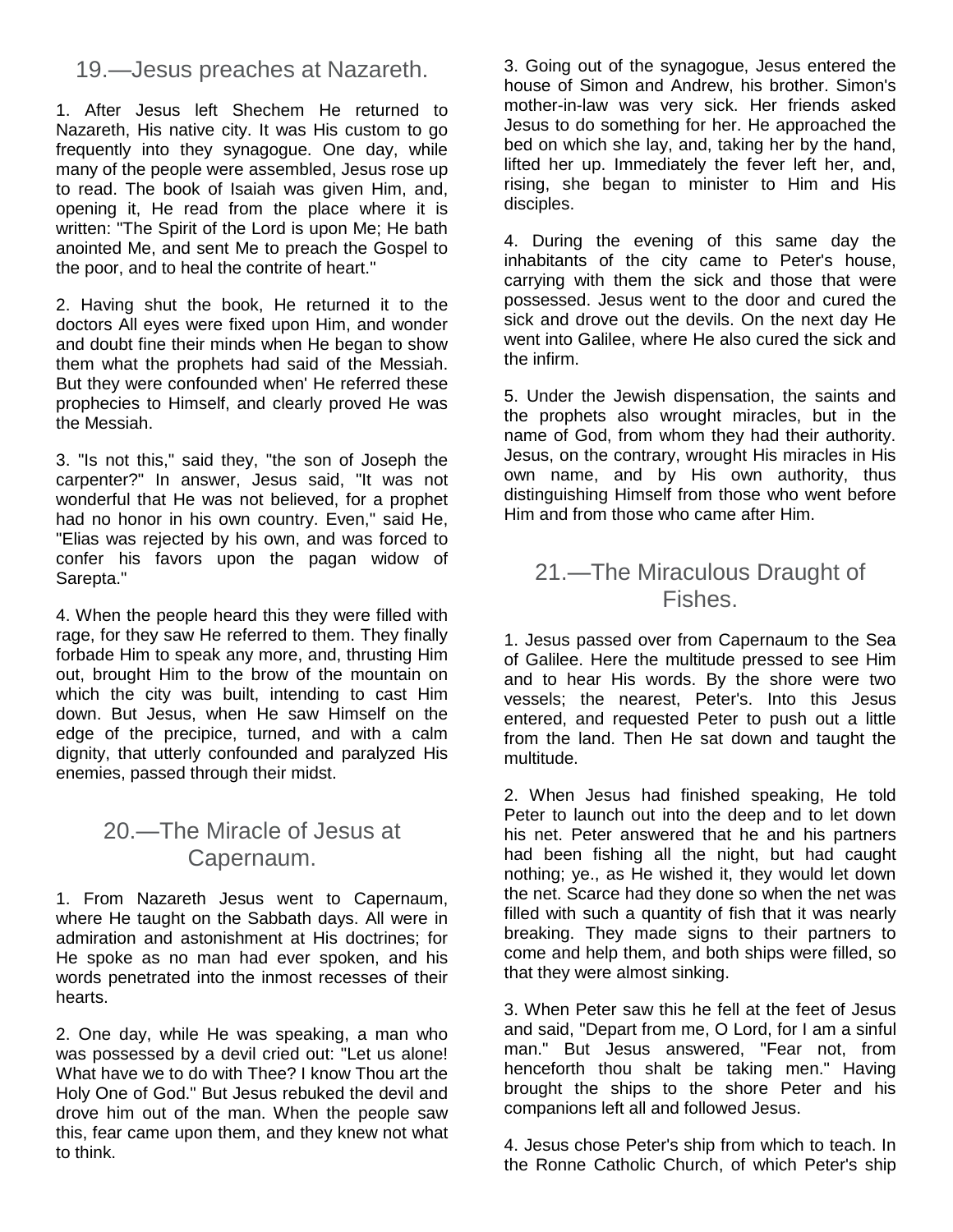## 19.—Jesus preaches at Nazareth.

1. After Jesus left Shechem He returned to Nazareth, His native city. It was His custom to go frequently into they synagogue. One day, while many of the people were assembled, Jesus rose up to read. The book of Isaiah was given Him, and, opening it, He read from the place where it is written: "The Spirit of the Lord is upon Me; He bath anointed Me, and sent Me to preach the Gospel to the poor, and to heal the contrite of heart."

2. Having shut the book, He returned it to the doctors All eyes were fixed upon Him, and wonder and doubt fine their minds when He began to show them what the prophets had said of the Messiah. But they were confounded when' He referred these prophecies to Himself, and clearly proved He was the Messiah.

3. "Is not this," said they, "the son of Joseph the carpenter?" In answer, Jesus said, "It was not wonderful that He was not believed, for a prophet had no honor in his own country. Even," said He, "Elias was rejected by his own, and was forced to confer his favors upon the pagan widow of Sarepta."

4. When the people heard this they were filled with rage, for they saw He referred to them. They finally forbade Him to speak any more, and, thrusting Him out, brought Him to the brow of the mountain on which the city was built, intending to cast Him down. But Jesus, when He saw Himself on the edge of the precipice, turned, and with a calm dignity, that utterly confounded and paralyzed His enemies, passed through their midst.

## 20.—The Miracle of Jesus at Capernaum.

1. From Nazareth Jesus went to Capernaum, where He taught on the Sabbath days. All were in admiration and astonishment at His doctrines; for He spoke as no man had ever spoken, and his words penetrated into the inmost recesses of their hearts.

2. One day, while He was speaking, a man who was possessed by a devil cried out: "Let us alone! What have we to do with Thee? I know Thou art the Holy One of God." But Jesus rebuked the devil and drove him out of the man. When the people saw this, fear came upon them, and they knew not what to think.

3. Going out of the synagogue, Jesus entered the house of Simon and Andrew, his brother. Simon's mother-in-law was very sick. Her friends asked Jesus to do something for her. He approached the bed on which she lay, and, taking her by the hand, lifted her up. Immediately the fever left her, and, rising, she began to minister to Him and His disciples.

4. During the evening of this same day the inhabitants of the city came to Peter's house, carrying with them the sick and those that were possessed. Jesus went to the door and cured the sick and drove out the devils. On the next day He went into Galilee, where He also cured the sick and the infirm.

5. Under the Jewish dispensation, the saints and the prophets also wrought miracles, but in the name of God, from whom they had their authority. Jesus, on the contrary, wrought His miracles in His own name, and by His own authority, thus distinguishing Himself from those who went before Him and from those who came after Him.

## 21.—The Miraculous Draught of Fishes.

1. Jesus passed over from Capernaum to the Sea of Galilee. Here the multitude pressed to see Him and to hear His words. By the shore were two vessels; the nearest, Peter's. Into this Jesus entered, and requested Peter to push out a little from the land. Then He sat down and taught the multitude.

2. When Jesus had finished speaking, He told Peter to launch out into the deep and to let down his net. Peter answered that he and his partners had been fishing all the night, but had caught nothing; ye., as He wished it, they would let down the net. Scarce had they done so when the net was filled with such a quantity of fish that it was nearly breaking. They made signs to their partners to come and help them, and both ships were filled, so that they were almost sinking.

3. When Peter saw this he fell at the feet of Jesus and said, "Depart from me, O Lord, for I am a sinful man." But Jesus answered, "Fear not, from henceforth thou shalt be taking men." Having brought the ships to the shore Peter and his companions left all and followed Jesus.

4. Jesus chose Peter's ship from which to teach. In the Ronne Catholic Church, of which Peter's ship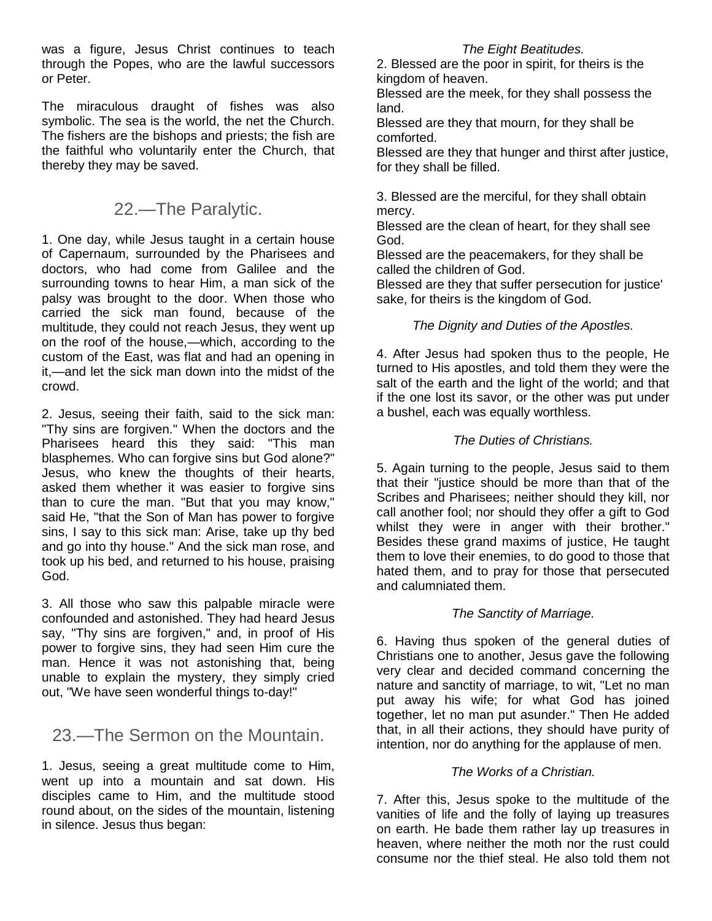was a figure, Jesus Christ continues to teach through the Popes, who are the lawful successors or Peter.

The miraculous draught of fishes was also symbolic. The sea is the world, the net the Church. The fishers are the bishops and priests; the fish are the faithful who voluntarily enter the Church, that thereby they may be saved.

## 22.—The Paralytic.

1. One day, while Jesus taught in a certain house of Capernaum, surrounded by the Pharisees and doctors, who had come from Galilee and the surrounding towns to hear Him, a man sick of the palsy was brought to the door. When those who carried the sick man found, because of the multitude, they could not reach Jesus, they went up on the roof of the house,—which, according to the custom of the East, was flat and had an opening in it,—and let the sick man down into the midst of the crowd.

2. Jesus, seeing their faith, said to the sick man: "Thy sins are forgiven." When the doctors and the Pharisees heard this they said: "This man blasphemes. Who can forgive sins but God alone?" Jesus, who knew the thoughts of their hearts, asked them whether it was easier to forgive sins than to cure the man. "But that you may know," said He, "that the Son of Man has power to forgive sins, I say to this sick man: Arise, take up thy bed and go into thy house." And the sick man rose, and took up his bed, and returned to his house, praising God.

3. All those who saw this palpable miracle were confounded and astonished. They had heard Jesus say, "Thy sins are forgiven," and, in proof of His power to forgive sins, they had seen Him cure the man. Hence it was not astonishing that, being unable to explain the mystery, they simply cried out, "We have seen wonderful things to-day!"

## 23.—The Sermon on the Mountain.

1. Jesus, seeing a great multitude come to Him, went up into a mountain and sat down. His disciples came to Him, and the multitude stood round about, on the sides of the mountain, listening in silence. Jesus thus began:

*The Eight Beatitudes.*

2. Blessed are the poor in spirit, for theirs is the kingdom of heaven.
Blessed are the meek, for they shall possess the land.
Blessed are they that mourn, for they shall be comforted.
Blessed are they that hunger and thirst after justice, for they shall be filled.

3. Blessed are the merciful, for they shall obtain mercy.
Blessed are the clean of heart, for they shall see God.
Blessed are the peacemakers, for they shall be called the children of God.
Blessed are they that suffer persecution for justice' sake, for theirs is the kingdom of God.

*The Dignity and Duties of the Apostles.*

4. After Jesus had spoken thus to the people, He turned to His apostles, and told them they were the salt of the earth and the light of the world; and that if the one lost its savor, or the other was put under a bushel, each was equally worthless.

*The Duties of Christians.*

5. Again turning to the people, Jesus said to them that their "justice should be more than that of the Scribes and Pharisees; neither should they kill, nor call another fool; nor should they offer a gift to God whilst they were in anger with their brother." Besides these grand maxims of justice, He taught them to love their enemies, to do good to those that hated them, and to pray for those that persecuted and calumniated them.

*The Sanctity of Marriage.*

6. Having thus spoken of the general duties of Christians one to another, Jesus gave the following very clear and decided command concerning the nature and sanctity of marriage, to wit, "Let no man put away his wife; for what God has joined together, let no man put asunder." Then He added that, in all their actions, they should have purity of intention, nor do anything for the applause of men.

*The Works of a Christian.*

7. After this, Jesus spoke to the multitude of the vanities of life and the folly of laying up treasures on earth. He bade them rather lay up treasures in heaven, where neither the moth nor the rust could consume nor the thief steal. He also told them not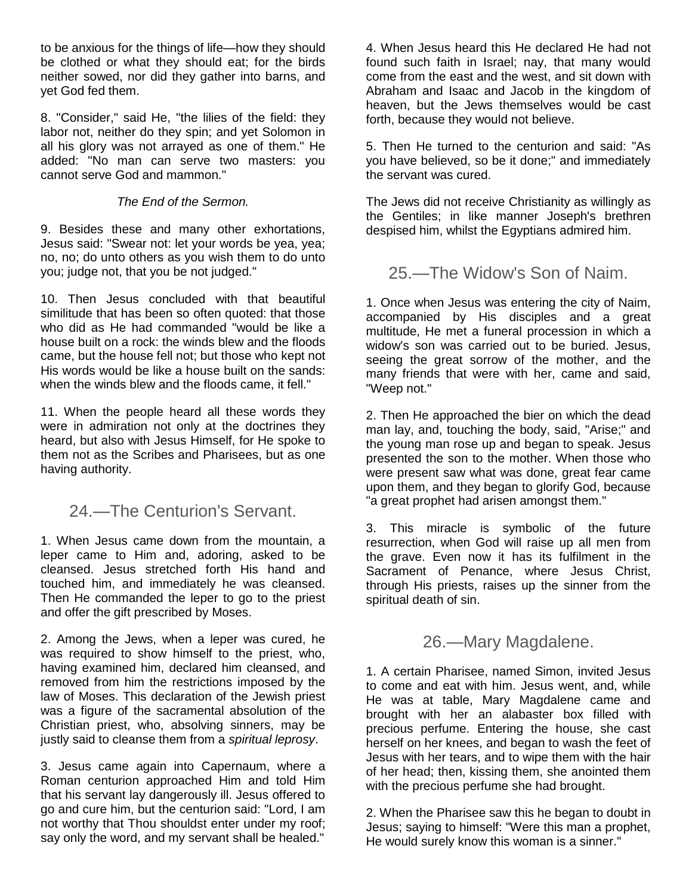to be anxious for the things of life—how they should be clothed or what they should eat; for the birds neither sowed, nor did they gather into barns, and yet God fed them.

8. "Consider," said He, "the lilies of the field: they labor not, neither do they spin; and yet Solomon in all his glory was not arrayed as one of them." He added: "No man can serve two masters: you cannot serve God and mammon."

*The End of the Sermon.*

9. Besides these and many other exhortations, Jesus said: "Swear not: let your words be yea, yea; no, no; do unto others as you wish them to do unto you; judge not, that you be not judged."

10. Then Jesus concluded with that beautiful similitude that has been so often quoted: that those who did as He had commanded "would be like a house built on a rock: the winds blew and the floods came, but the house fell not; but those who kept not His words would be like a house built on the sands: when the winds blew and the floods came, it fell."

11. When the people heard all these words they were in admiration not only at the doctrines they heard, but also with Jesus Himself, for He spoke to them not as the Scribes and Pharisees, but as one having authority.

## 24.—The Centurion's Servant.

1. When Jesus came down from the mountain, a leper came to Him and, adoring, asked to be cleansed. Jesus stretched forth His hand and touched him, and immediately he was cleansed. Then He commanded the leper to go to the priest and offer the gift prescribed by Moses.

2. Among the Jews, when a leper was cured, he was required to show himself to the priest, who, having examined him, declared him cleansed, and removed from him the restrictions imposed by the law of Moses. This declaration of the Jewish priest was a figure of the sacramental absolution of the Christian priest, who, absolving sinners, may be justly said to cleanse them from a *spiritual leprosy*.

3. Jesus came again into Capernaum, where a Roman centurion approached Him and told Him that his servant lay dangerously ill. Jesus offered to go and cure him, but the centurion said: "Lord, I am not worthy that Thou shouldst enter under my roof; say only the word, and my servant shall be healed."

4. When Jesus heard this He declared He had not found such faith in Israel; nay, that many would come from the east and the west, and sit down with Abraham and Isaac and Jacob in the kingdom of heaven, but the Jews themselves would be cast forth, because they would not believe.

5. Then He turned to the centurion and said: "As you have believed, so be it done;" and immediately the servant was cured.

The Jews did not receive Christianity as willingly as the Gentiles; in like manner Joseph's brethren despised him, whilst the Egyptians admired him.

## 25.—The Widow's Son of Naim.

1. Once when Jesus was entering the city of Naim, accompanied by His disciples and a great multitude, He met a funeral procession in which a widow's son was carried out to be buried. Jesus, seeing the great sorrow of the mother, and the many friends that were with her, came and said, "Weep not."

2. Then He approached the bier on which the dead man lay, and, touching the body, said, "Arise;" and the young man rose up and began to speak. Jesus presented the son to the mother. When those who were present saw what was done, great fear came upon them, and they began to glorify God, because "a great prophet had arisen amongst them."

3. This miracle is symbolic of the future resurrection, when God will raise up all men from the grave. Even now it has its fulfilment in the Sacrament of Penance, where Jesus Christ, through His priests, raises up the sinner from the spiritual death of sin.

## 26.—Mary Magdalene.

1. A certain Pharisee, named Simon, invited Jesus to come and eat with him. Jesus went, and, while He was at table, Mary Magdalene came and brought with her an alabaster box filled with precious perfume. Entering the house, she cast herself on her knees, and began to wash the feet of Jesus with her tears, and to wipe them with the hair of her head; then, kissing them, she anointed them with the precious perfume she had brought.

2. When the Pharisee saw this he began to doubt in Jesus; saying to himself: "Were this man a prophet, He would surely know this woman is a sinner."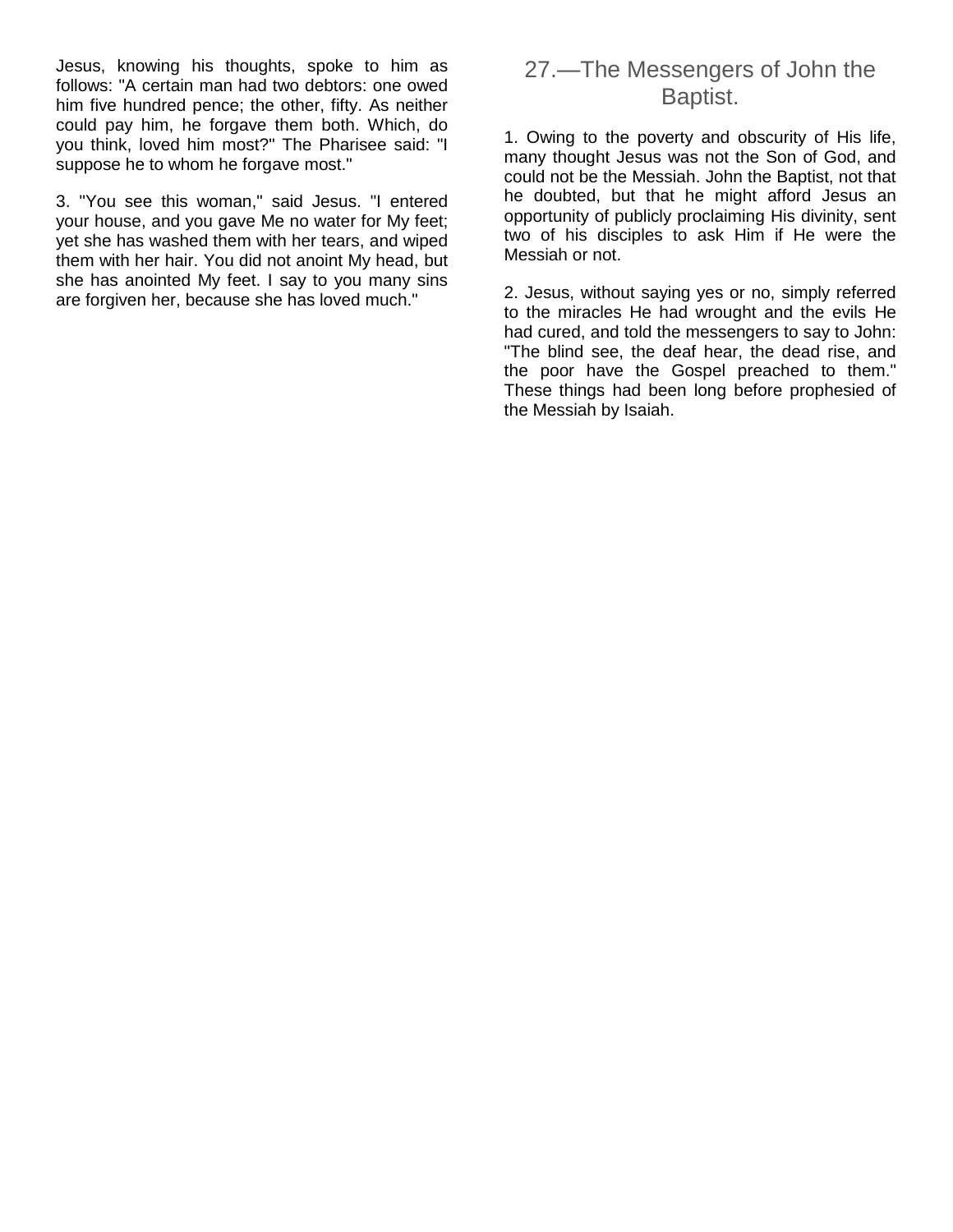Jesus, knowing his thoughts, spoke to him as follows: "A certain man had two debtors: one owed him five hundred pence; the other, fifty. As neither could pay him, he forgave them both. Which, do you think, loved him most?" The Pharisee said: "I suppose he to whom he forgave most."

3. "You see this woman," said Jesus. "I entered your house, and you gave Me no water for My feet; yet she has washed them with her tears, and wiped them with her hair. You did not anoint My head, but she has anointed My feet. I say to you many sins are forgiven her, because she has loved much."

## 27.—The Messengers of John the Baptist.

1. Owing to the poverty and obscurity of His life, many thought Jesus was not the Son of God, and could not be the Messiah. John the Baptist, not that he doubted, but that he might afford Jesus an opportunity of publicly proclaiming His divinity, sent two of his disciples to ask Him if He were the Messiah or not.

2. Jesus, without saying yes or no, simply referred to the miracles He had wrought and the evils He had cured, and told the messengers to say to John: "The blind see, the deaf hear, the dead rise, and the poor have the Gospel preached to them." These things had been long before prophesied of the Messiah by Isaiah.